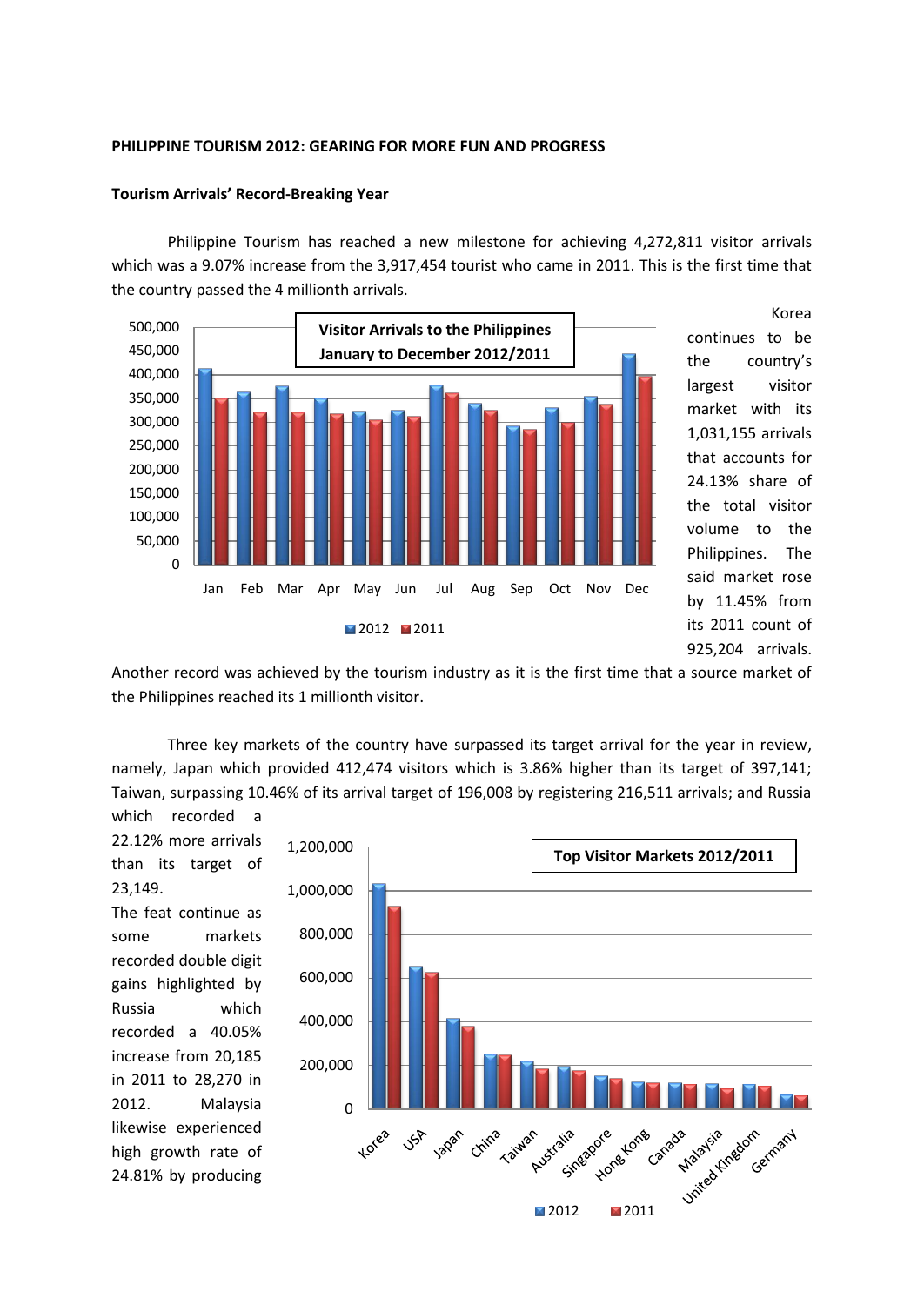**PHILIPPINE TOURISM 2012: GEARING FOR MORE FUN AND PROGRESS**

**Tourism Arrivals' Record-Breaking Year**

Philippine Tourism has reached a new milestone for achieving 4,272,811 visitor arrivals which was a 9.07% increase from the 3,917,454 tourist who came in 2011. This is the first time that the country passed the 4 millionth arrivals.

Korea continues to be the country's largest visitor market with its 1,031,155 arrivals that accounts for 24.13% share of the total visitor volume to the Philippines. The said market rose by 11.45% from its 2011 count of 925,204 arrivals. Another record was achieved by the tourism industry as it is the first time that a source market of the Philippines reached its 1 millionth visitor.

Three key markets of the country have surpassed its target arrival for the year in review, namely, Japan which provided 412,474 visitors which is 3.86% higher than its target of 397,141; Taiwan, surpassing 10.46% of its arrival target of 196,008 by registering 216,511 arrivals; and Russia which recorded a 22.12% more arrivals than its target of 23,149.

The feat continue as some markets recorded double digit gains highlighted by Russia which recorded a 40.05% increase from 20,185 in 2011 to 28,270 in 2012. Malaysia likewise experienced high growth rate of 24.81% by producing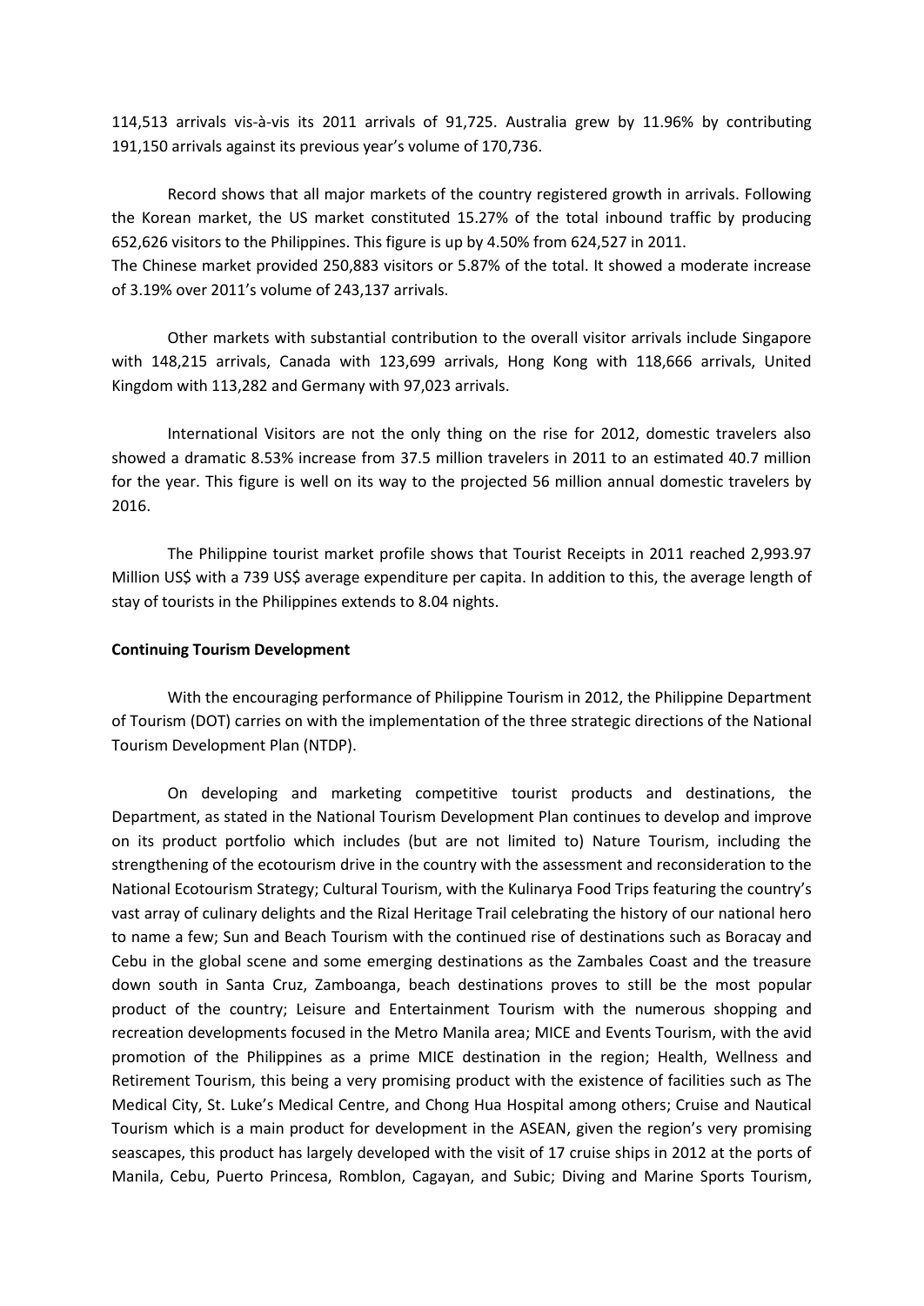114,513 arrivals vis-à-vis its 2011 arrivals of 91,725. Australia grew by 11.96% by contributing 191,150 arrivals against its previous year's volume of 170,736.

Record shows that all major markets of the country registered growth in arrivals. Following the Korean market, the US market constituted 15.27% of the total inbound traffic by producing 652,626 visitors to the Philippines. This figure is up by 4.50% from 624,527 in 2011.
The Chinese market provided 250,883 visitors or 5.87% of the total. It showed a moderate increase of 3.19% over 2011's volume of 243,137 arrivals.

Other markets with substantial contribution to the overall visitor arrivals include Singapore with 148,215 arrivals, Canada with 123,699 arrivals, Hong Kong with 118,666 arrivals, United Kingdom with 113,282 and Germany with 97,023 arrivals.

International Visitors are not the only thing on the rise for 2012, domestic travelers also showed a dramatic 8.53% increase from 37.5 million travelers in 2011 to an estimated 40.7 million for the year. This figure is well on its way to the projected 56 million annual domestic travelers by 2016.

The Philippine tourist market profile shows that Tourist Receipts in 2011 reached 2,993.97 Million US$ with a 739 US$ average expenditure per capita. In addition to this, the average length of stay of tourists in the Philippines extends to 8.04 nights.

**Continuing Tourism Development**

With the encouraging performance of Philippine Tourism in 2012, the Philippine Department of Tourism (DOT) carries on with the implementation of the three strategic directions of the National Tourism Development Plan (NTDP).

On developing and marketing competitive tourist products and destinations, the Department, as stated in the National Tourism Development Plan continues to develop and improve on its product portfolio which includes (but are not limited to) Nature Tourism, including the strengthening of the ecotourism drive in the country with the assessment and reconsideration to the National Ecotourism Strategy; Cultural Tourism, with the Kulinarya Food Trips featuring the country's vast array of culinary delights and the Rizal Heritage Trail celebrating the history of our national hero to name a few; Sun and Beach Tourism with the continued rise of destinations such as Boracay and Cebu in the global scene and some emerging destinations as the Zambales Coast and the treasure down south in Santa Cruz, Zamboanga, beach destinations proves to still be the most popular product of the country; Leisure and Entertainment Tourism with the numerous shopping and recreation developments focused in the Metro Manila area; MICE and Events Tourism, with the avid promotion of the Philippines as a prime MICE destination in the region; Health, Wellness and Retirement Tourism, this being a very promising product with the existence of facilities such as The Medical City, St. Luke's Medical Centre, and Chong Hua Hospital among others; Cruise and Nautical Tourism which is a main product for development in the ASEAN, given the region's very promising seascapes, this product has largely developed with the visit of 17 cruise ships in 2012 at the ports of Manila, Cebu, Puerto Princesa, Romblon, Cagayan, and Subic; Diving and Marine Sports Tourism,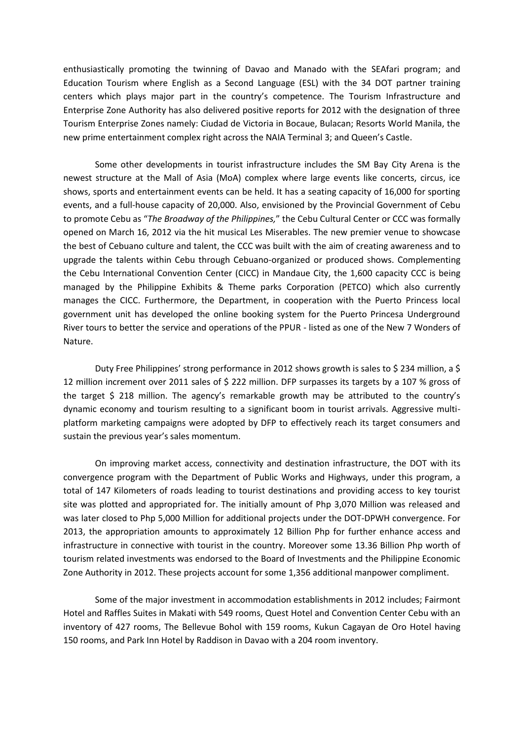enthusiastically promoting the twinning of Davao and Manado with the SEAfari program; and Education Tourism where English as a Second Language (ESL) with the 34 DOT partner training centers which plays major part in the country's competence. The Tourism Infrastructure and Enterprise Zone Authority has also delivered positive reports for 2012 with the designation of three Tourism Enterprise Zones namely: Ciudad de Victoria in Bocaue, Bulacan; Resorts World Manila, the new prime entertainment complex right across the NAIA Terminal 3; and Queen's Castle.

Some other developments in tourist infrastructure includes the SM Bay City Arena is the newest structure at the Mall of Asia (MoA) complex where large events like concerts, circus, ice shows, sports and entertainment events can be held. It has a seating capacity of 16,000 for sporting events, and a full-house capacity of 20,000. Also, envisioned by the Provincial Government of Cebu to promote Cebu as "*The Broadway of the Philippines,*" the Cebu Cultural Center or CCC was formally opened on March 16, 2012 via the hit musical Les Miserables. The new premier venue to showcase the best of Cebuano culture and talent, the CCC was built with the aim of creating awareness and to upgrade the talents within Cebu through Cebuano-organized or produced shows. Complementing the Cebu International Convention Center (CICC) in Mandaue City, the 1,600 capacity CCC is being managed by the Philippine Exhibits & Theme parks Corporation (PETCO) which also currently manages the CICC. Furthermore, the Department, in cooperation with the Puerto Princess local government unit has developed the online booking system for the Puerto Princesa Underground River tours to better the service and operations of the PPUR - listed as one of the New 7 Wonders of Nature.

Duty Free Philippines' strong performance in 2012 shows growth is sales to $ 234 million, a $ 12 million increment over 2011 sales of $ 222 million. DFP surpasses its targets by a 107 % gross of the target $ 218 million. The agency's remarkable growth may be attributed to the country's dynamic economy and tourism resulting to a significant boom in tourist arrivals. Aggressive multi-platform marketing campaigns were adopted by DFP to effectively reach its target consumers and sustain the previous year's sales momentum.

On improving market access, connectivity and destination infrastructure, the DOT with its convergence program with the Department of Public Works and Highways, under this program, a total of 147 Kilometers of roads leading to tourist destinations and providing access to key tourist site was plotted and appropriated for. The initially amount of Php 3,070 Million was released and was later closed to Php 5,000 Million for additional projects under the DOT-DPWH convergence. For 2013, the appropriation amounts to approximately 12 Billion Php for further enhance access and infrastructure in connective with tourist in the country. Moreover some 13.36 Billion Php worth of tourism related investments was endorsed to the Board of Investments and the Philippine Economic Zone Authority in 2012. These projects account for some 1,356 additional manpower compliment.

Some of the major investment in accommodation establishments in 2012 includes; Fairmont Hotel and Raffles Suites in Makati with 549 rooms, Quest Hotel and Convention Center Cebu with an inventory of 427 rooms, The Bellevue Bohol with 159 rooms, Kukun Cagayan de Oro Hotel having 150 rooms, and Park Inn Hotel by Raddison in Davao with a 204 room inventory.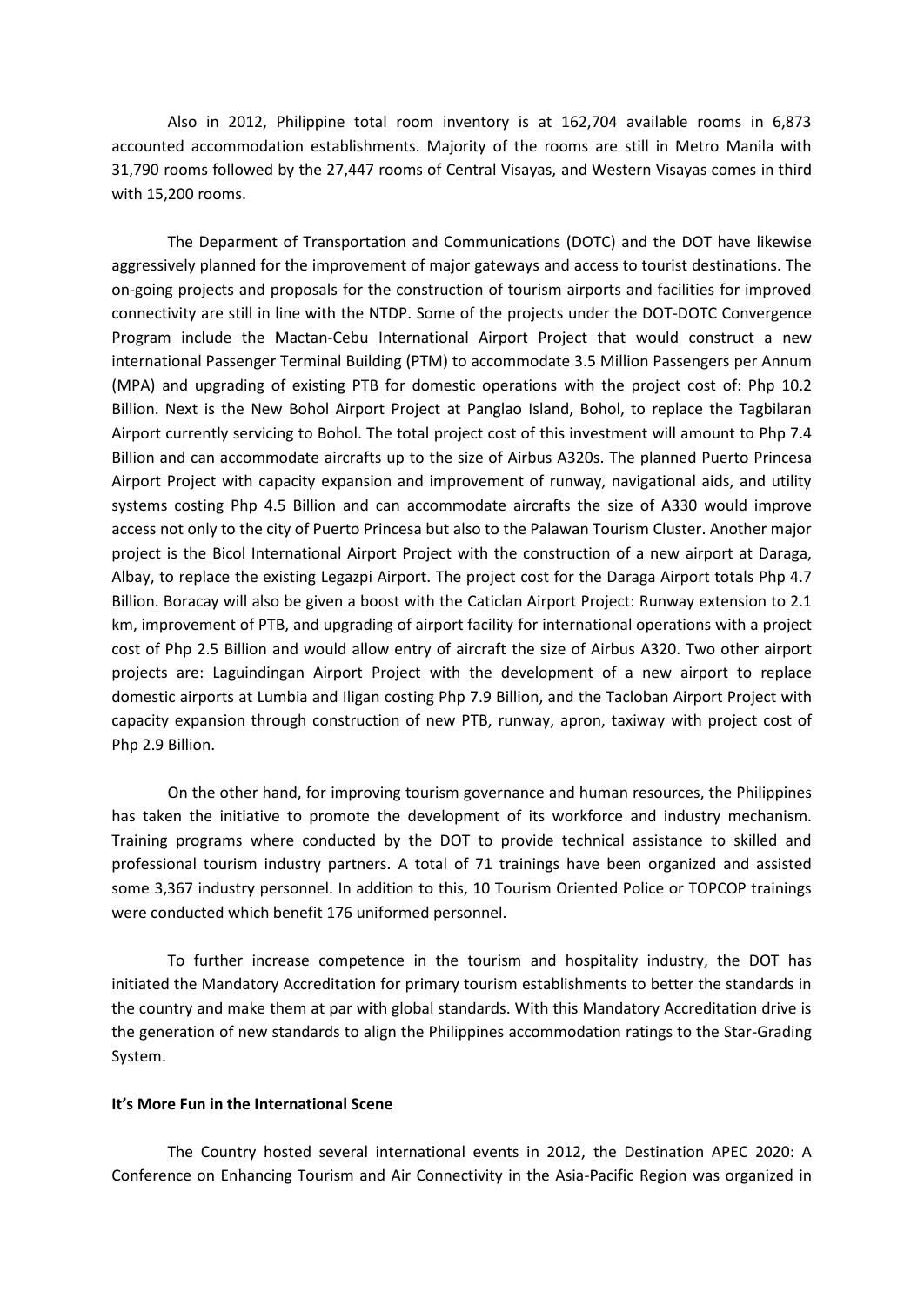Also in 2012, Philippine total room inventory is at 162,704 available rooms in 6,873 accounted accommodation establishments. Majority of the rooms are still in Metro Manila with 31,790 rooms followed by the 27,447 rooms of Central Visayas, and Western Visayas comes in third with 15,200 rooms.

The Deparment of Transportation and Communications (DOTC) and the DOT have likewise aggressively planned for the improvement of major gateways and access to tourist destinations. The on-going projects and proposals for the construction of tourism airports and facilities for improved connectivity are still in line with the NTDP. Some of the projects under the DOT-DOTC Convergence Program include the Mactan-Cebu International Airport Project that would construct a new international Passenger Terminal Building (PTM) to accommodate 3.5 Million Passengers per Annum (MPA) and upgrading of existing PTB for domestic operations with the project cost of: Php 10.2 Billion. Next is the New Bohol Airport Project at Panglao Island, Bohol, to replace the Tagbilaran Airport currently servicing to Bohol. The total project cost of this investment will amount to Php 7.4 Billion and can accommodate aircrafts up to the size of Airbus A320s. The planned Puerto Princesa Airport Project with capacity expansion and improvement of runway, navigational aids, and utility systems costing Php 4.5 Billion and can accommodate aircrafts the size of A330 would improve access not only to the city of Puerto Princesa but also to the Palawan Tourism Cluster. Another major project is the Bicol International Airport Project with the construction of a new airport at Daraga, Albay, to replace the existing Legazpi Airport. The project cost for the Daraga Airport totals Php 4.7 Billion. Boracay will also be given a boost with the Caticlan Airport Project: Runway extension to 2.1 km, improvement of PTB, and upgrading of airport facility for international operations with a project cost of Php 2.5 Billion and would allow entry of aircraft the size of Airbus A320. Two other airport projects are: Laguindingan Airport Project with the development of a new airport to replace domestic airports at Lumbia and Iligan costing Php 7.9 Billion, and the Tacloban Airport Project with capacity expansion through construction of new PTB, runway, apron, taxiway with project cost of Php 2.9 Billion.

On the other hand, for improving tourism governance and human resources, the Philippines has taken the initiative to promote the development of its workforce and industry mechanism. Training programs where conducted by the DOT to provide technical assistance to skilled and professional tourism industry partners. A total of 71 trainings have been organized and assisted some 3,367 industry personnel. In addition to this, 10 Tourism Oriented Police or TOPCOP trainings were conducted which benefit 176 uniformed personnel.

To further increase competence in the tourism and hospitality industry, the DOT has initiated the Mandatory Accreditation for primary tourism establishments to better the standards in the country and make them at par with global standards. With this Mandatory Accreditation drive is the generation of new standards to align the Philippines accommodation ratings to the Star-Grading System.

**It's More Fun in the International Scene**

The Country hosted several international events in 2012, the Destination APEC 2020: A Conference on Enhancing Tourism and Air Connectivity in the Asia-Pacific Region was organized in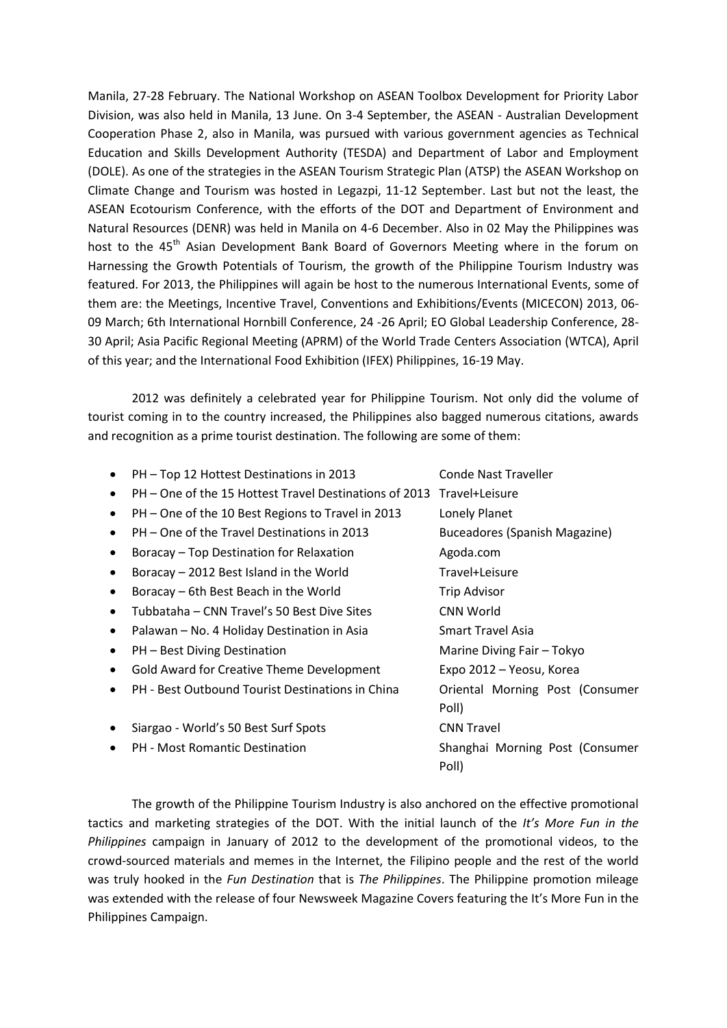Manila, 27-28 February. The National Workshop on ASEAN Toolbox Development for Priority Labor Division, was also held in Manila, 13 June. On 3-4 September, the ASEAN - Australian Development Cooperation Phase 2, also in Manila, was pursued with various government agencies as Technical Education and Skills Development Authority (TESDA) and Department of Labor and Employment (DOLE). As one of the strategies in the ASEAN Tourism Strategic Plan (ATSP) the ASEAN Workshop on Climate Change and Tourism was hosted in Legazpi, 11-12 September. Last but not the least, the ASEAN Ecotourism Conference, with the efforts of the DOT and Department of Environment and Natural Resources (DENR) was held in Manila on 4-6 December. Also in 02 May the Philippines was host to the 45th Asian Development Bank Board of Governors Meeting where in the forum on Harnessing the Growth Potentials of Tourism, the growth of the Philippine Tourism Industry was featured. For 2013, the Philippines will again be host to the numerous International Events, some of them are: the Meetings, Incentive Travel, Conventions and Exhibitions/Events (MICECON) 2013, 06-09 March; 6th International Hornbill Conference, 24 -26 April; EO Global Leadership Conference, 28-30 April; Asia Pacific Regional Meeting (APRM) of the World Trade Centers Association (WTCA), April of this year; and the International Food Exhibition (IFEX) Philippines, 16-19 May.

2012 was definitely a celebrated year for Philippine Tourism. Not only did the volume of tourist coming in to the country increased, the Philippines also bagged numerous citations, awards and recognition as a prime tourist destination. The following are some of them:

- PH – Top 12 Hottest Destinations in 2013 — Conde Nast Traveller
- PH – One of the 15 Hottest Travel Destinations of 2013 — Travel+Leisure
- PH – One of the 10 Best Regions to Travel in 2013 — Lonely Planet
- PH – One of the Travel Destinations in 2013 — Buceadores (Spanish Magazine)
- Boracay – Top Destination for Relaxation — Agoda.com
- Boracay – 2012 Best Island in the World — Travel+Leisure
- Boracay – 6th Best Beach in the World — Trip Advisor
- Tubbataha – CNN Travel's 50 Best Dive Sites — CNN World
- Palawan – No. 4 Holiday Destination in Asia — Smart Travel Asia
- PH – Best Diving Destination — Marine Diving Fair – Tokyo
- Gold Award for Creative Theme Development — Expo 2012 – Yeosu, Korea
- PH - Best Outbound Tourist Destinations in China — Oriental Morning Post (Consumer Poll)
- Siargao - World's 50 Best Surf Spots — CNN Travel
- PH - Most Romantic Destination — Shanghai Morning Post (Consumer Poll)

The growth of the Philippine Tourism Industry is also anchored on the effective promotional tactics and marketing strategies of the DOT. With the initial launch of the *It's More Fun in the Philippines* campaign in January of 2012 to the development of the promotional videos, to the crowd-sourced materials and memes in the Internet, the Filipino people and the rest of the world was truly hooked in the *Fun Destination* that is *The Philippines*. The Philippine promotion mileage was extended with the release of four Newsweek Magazine Covers featuring the It's More Fun in the Philippines Campaign.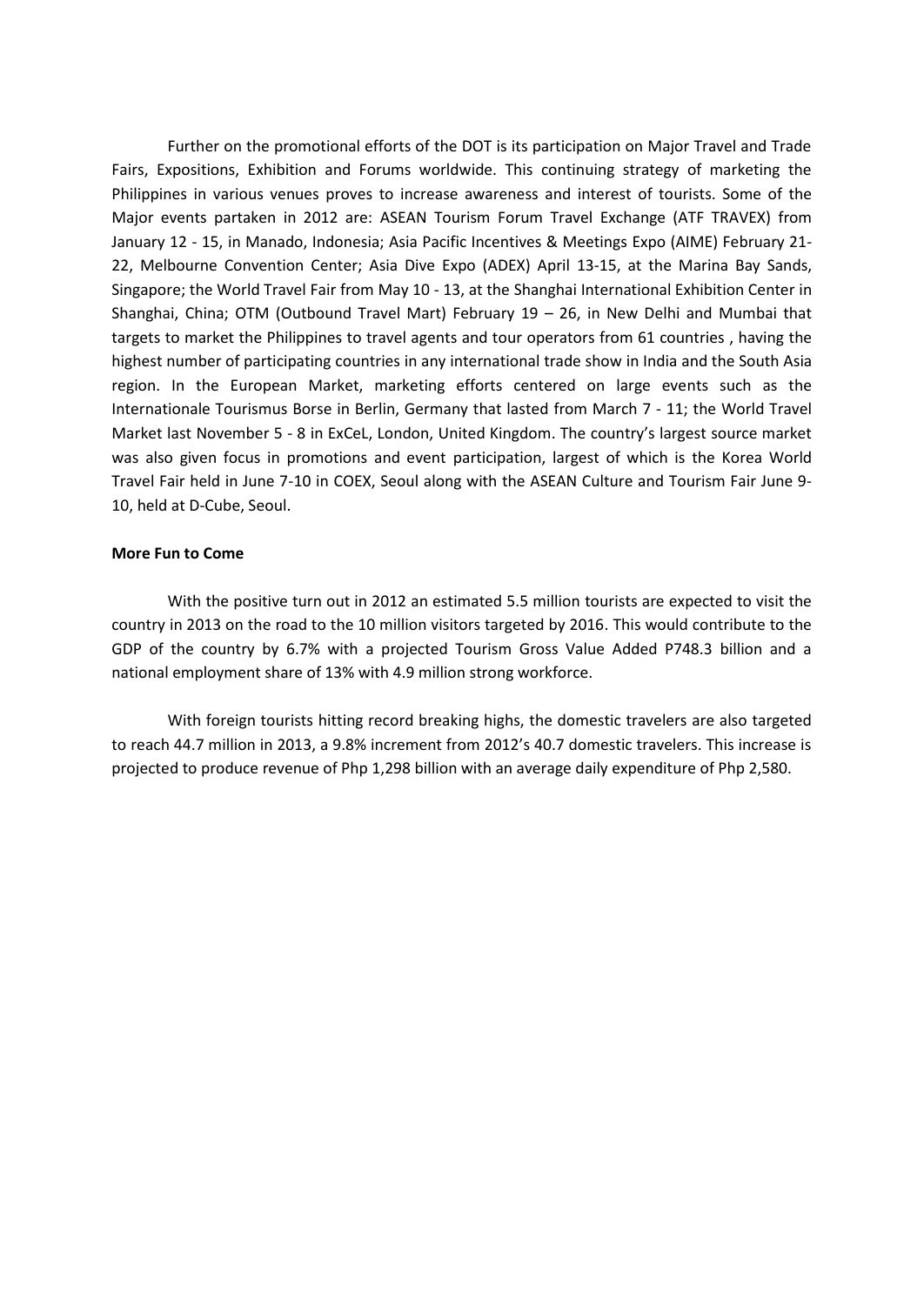Further on the promotional efforts of the DOT is its participation on Major Travel and Trade Fairs, Expositions, Exhibition and Forums worldwide. This continuing strategy of marketing the Philippines in various venues proves to increase awareness and interest of tourists. Some of the Major events partaken in 2012 are: ASEAN Tourism Forum Travel Exchange (ATF TRAVEX) from January 12 - 15, in Manado, Indonesia; Asia Pacific Incentives & Meetings Expo (AIME) February 21-22, Melbourne Convention Center; Asia Dive Expo (ADEX) April 13-15, at the Marina Bay Sands, Singapore; the World Travel Fair from May 10 - 13, at the Shanghai International Exhibition Center in Shanghai, China; OTM (Outbound Travel Mart) February 19 – 26, in New Delhi and Mumbai that targets to market the Philippines to travel agents and tour operators from 61 countries , having the highest number of participating countries in any international trade show in India and the South Asia region. In the European Market, marketing efforts centered on large events such as the Internationale Tourismus Borse in Berlin, Germany that lasted from March 7 - 11; the World Travel Market last November 5 - 8 in ExCeL, London, United Kingdom. The country's largest source market was also given focus in promotions and event participation, largest of which is the Korea World Travel Fair held in June 7-10 in COEX, Seoul along with the ASEAN Culture and Tourism Fair June 9-10, held at D-Cube, Seoul.

**More Fun to Come**

With the positive turn out in 2012 an estimated 5.5 million tourists are expected to visit the country in 2013 on the road to the 10 million visitors targeted by 2016. This would contribute to the GDP of the country by 6.7% with a projected Tourism Gross Value Added P748.3 billion and a national employment share of 13% with 4.9 million strong workforce.

With foreign tourists hitting record breaking highs, the domestic travelers are also targeted to reach 44.7 million in 2013, a 9.8% increment from 2012's 40.7 domestic travelers. This increase is projected to produce revenue of Php 1,298 billion with an average daily expenditure of Php 2,580.